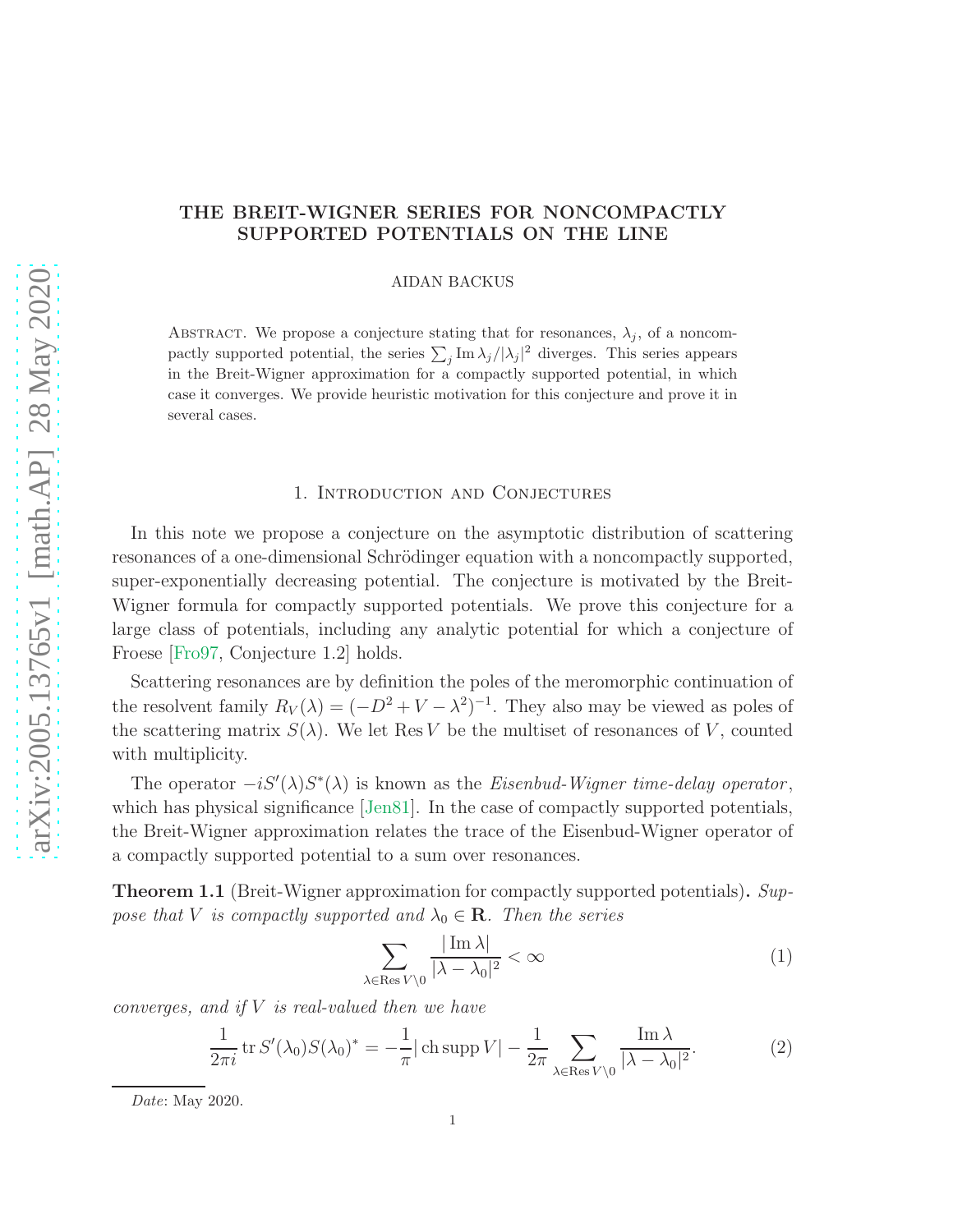# THE BREIT-WIGNER SERIES FOR NONCOMPACTLY SUPPORTED POTENTIALS ON THE LINE

AIDAN BACKUS

Abstract. We propose a conjecture stating that for resonances, $\lambda_j$, of a noncompactly supported potential, the series $\sum_j \operatorname{Im} \lambda_j / |\lambda_j|^2$ diverges. This series appears in the Breit-Wigner approximation for a compactly supported potential, in which case it converges. We provide heuristic motivation for this conjecture and prove it in several cases.

## 1. Introduction and Conjectures

In this note we propose a conjecture on the asymptotic distribution of scattering resonances of a one-dimensional Schrödinger equation with a noncompactly supported, super-exponentially decreasing potential. The conjecture is motivated by the Breit-Wigner formula for compactly supported potentials. We prove this conjecture for a large class of potentials, including any analytic potential for which a conjecture of Froese [Fro97, Conjecture 1.2] holds.

Scattering resonances are by definition the poles of the meromorphic continuation of the resolvent family $R_V(\lambda) = (-D^2 + V - \lambda^2)^{-1}$. They also may be viewed as poles of the scattering matrix $S(\lambda)$. We let $\operatorname{Res} V$ be the multiset of resonances of $V$, counted with multiplicity.

The operator $-iS'(\lambda)S^*(\lambda)$ is known as the *Eisenbud-Wigner time-delay operator*, which has physical significance [Jen81]. In the case of compactly supported potentials, the Breit-Wigner approximation relates the trace of the Eisenbud-Wigner operator of a compactly supported potential to a sum over resonances.

**Theorem 1.1** (Breit-Wigner approximation for compactly supported potentials)**.** *Suppose that $V$ is compactly supported and $\lambda_0 \in \mathbf{R}$. Then the series*

$$\sum_{\lambda \in \operatorname{Res} V \setminus 0} \frac{|\operatorname{Im} \lambda|}{|\lambda - \lambda_0|^2} < \infty \tag{1}$$

*converges, and if $V$ is real-valued then we have*

$$\frac{1}{2\pi i} \operatorname{tr} S'(\lambda_0) S(\lambda_0)^* = -\frac{1}{\pi} |\operatorname{ch} \operatorname{supp} V| - \frac{1}{2\pi} \sum_{\lambda \in \operatorname{Res} V \setminus 0} \frac{\operatorname{Im} \lambda}{|\lambda - \lambda_0|^2}. \tag{2}$$

*Date*: May 2020.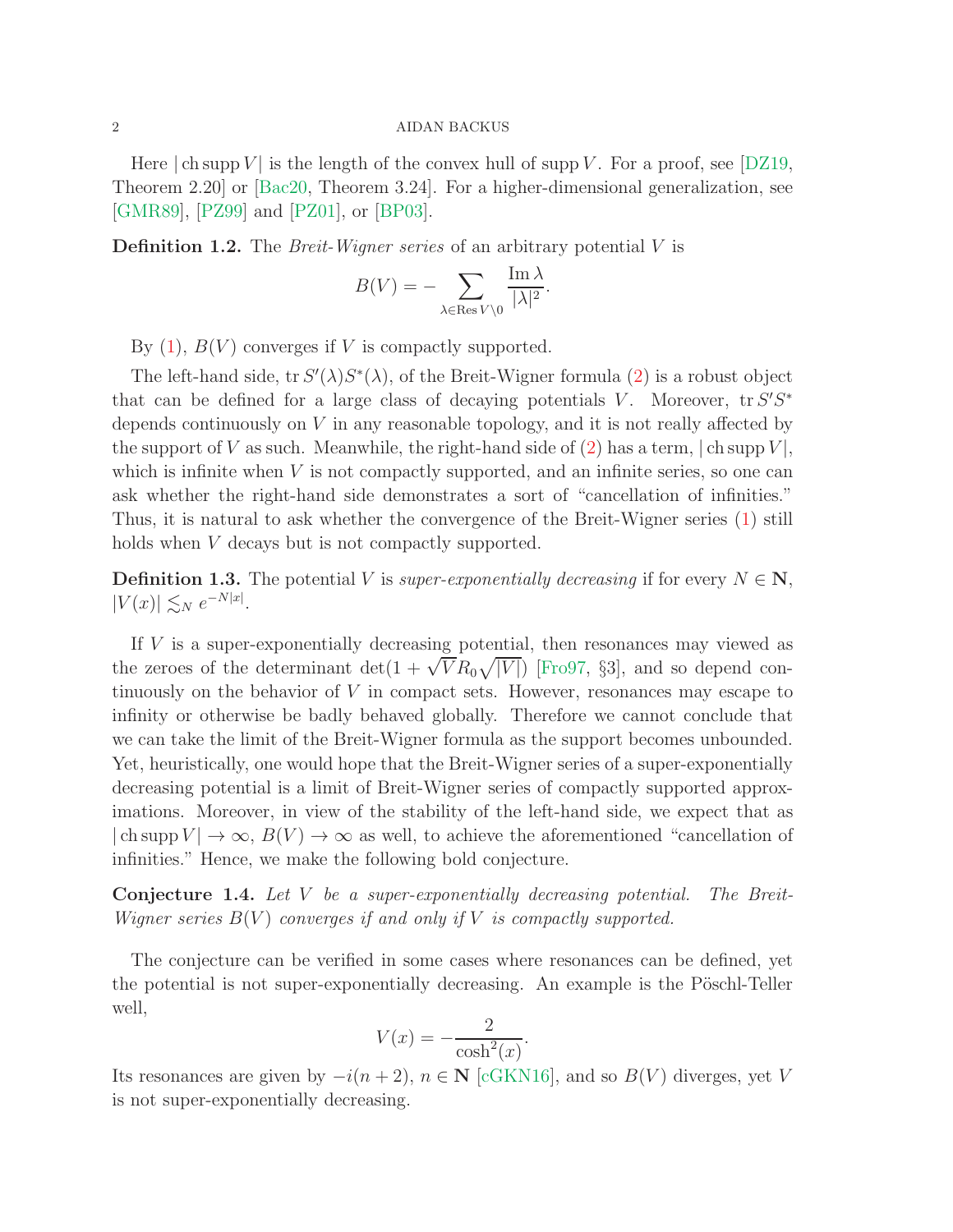Here $|\operatorname{ch}\operatorname{supp} V|$ is the length of the convex hull of $\operatorname{supp} V$. For a proof, see [DZ19, Theorem 2.20] or [Bac20, Theorem 3.24]. For a higher-dimensional generalization, see [GMR89], [PZ99] and [PZ01], or [BP03].

**Definition 1.2.** The *Breit-Wigner series* of an arbitrary potential $V$ is

$$B(V) = -\sum_{\lambda \in \operatorname{Res} V \setminus 0} \frac{\operatorname{Im} \lambda}{|\lambda|^2}.$$

By (1), $B(V)$ converges if $V$ is compactly supported.

The left-hand side, $\operatorname{tr} S'(\lambda) S^*(\lambda)$, of the Breit-Wigner formula (2) is a robust object that can be defined for a large class of decaying potentials $V$. Moreover, $\operatorname{tr} S' S^*$ depends continuously on $V$ in any reasonable topology, and it is not really affected by the support of $V$ as such. Meanwhile, the right-hand side of (2) has a term, $|\operatorname{ch}\operatorname{supp} V|$, which is infinite when $V$ is not compactly supported, and an infinite series, so one can ask whether the right-hand side demonstrates a sort of "cancellation of infinities." Thus, it is natural to ask whether the convergence of the Breit-Wigner series (1) still holds when $V$ decays but is not compactly supported.

**Definition 1.3.** The potential $V$ is *super-exponentially decreasing* if for every $N \in \mathbf{N}$, $|V(x)| \lesssim_N e^{-N|x|}$.

If $V$ is a super-exponentially decreasing potential, then resonances may viewed as the zeroes of the determinant $\det(1 + \sqrt{V} R_0 \sqrt{|V|})$ [Fro97, §3], and so depend continuously on the behavior of $V$ in compact sets. However, resonances may escape to infinity or otherwise be badly behaved globally. Therefore we cannot conclude that we can take the limit of the Breit-Wigner formula as the support becomes unbounded. Yet, heuristically, one would hope that the Breit-Wigner series of a super-exponentially decreasing potential is a limit of Breit-Wigner series of compactly supported approximations. Moreover, in view of the stability of the left-hand side, we expect that as $|\operatorname{ch}\operatorname{supp} V| \to \infty$, $B(V) \to \infty$ as well, to achieve the aforementioned "cancellation of infinities." Hence, we make the following bold conjecture.

**Conjecture 1.4.** *Let $V$ be a super-exponentially decreasing potential. The Breit-Wigner series $B(V)$ converges if and only if $V$ is compactly supported.*

The conjecture can be verified in some cases where resonances can be defined, yet the potential is not super-exponentially decreasing. An example is the Pöschl-Teller well,

$$V(x) = -\frac{2}{\cosh^2(x)}.$$

Its resonances are given by $-i(n+2)$, $n \in \mathbf{N}$ [cGKN16], and so $B(V)$ diverges, yet $V$ is not super-exponentially decreasing.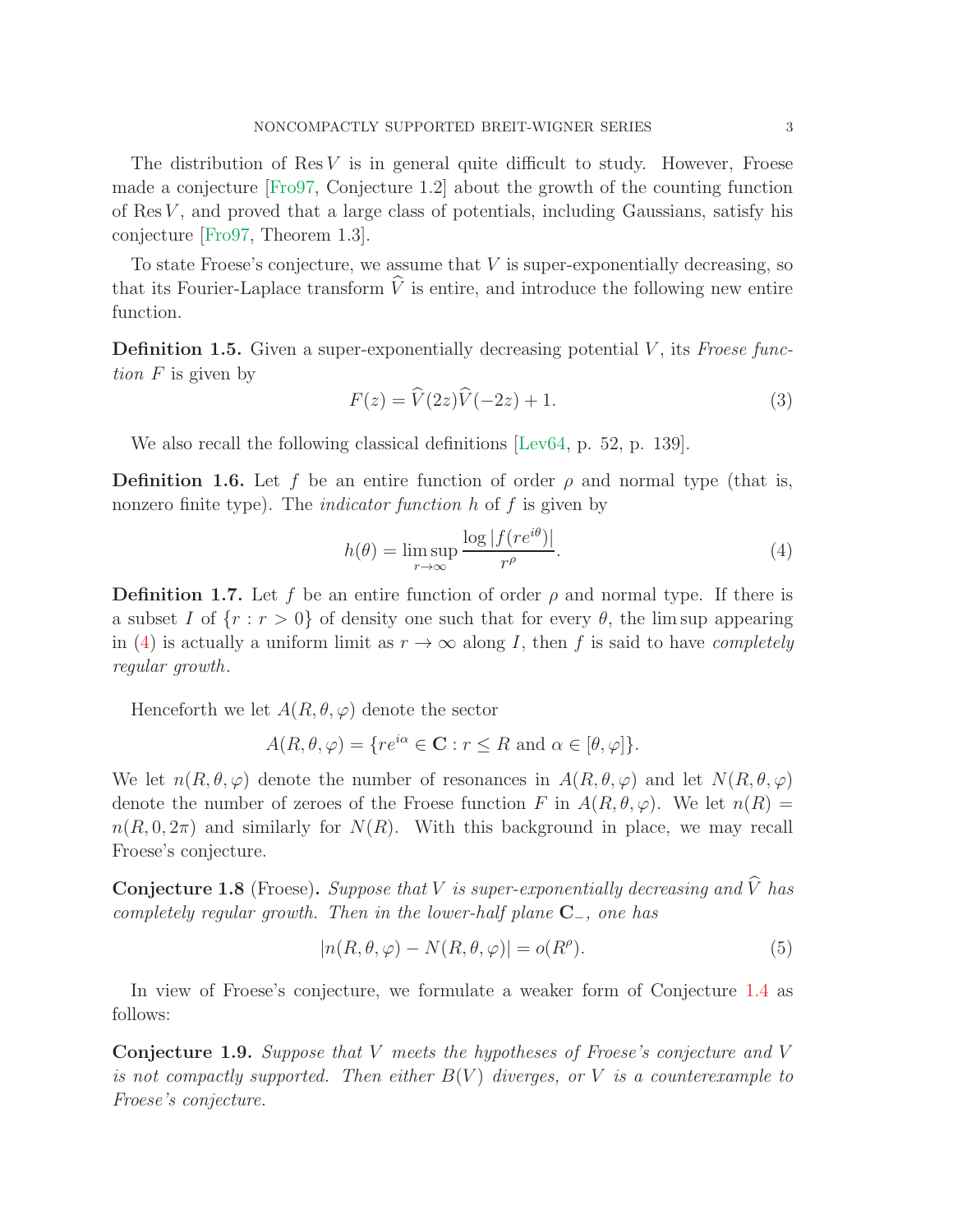The distribution of $\operatorname{Res} V$ is in general quite difficult to study. However, Froese made a conjecture [Fro97, Conjecture 1.2] about the growth of the counting function of $\operatorname{Res} V$, and proved that a large class of potentials, including Gaussians, satisfy his conjecture [Fro97, Theorem 1.3].

To state Froese's conjecture, we assume that $V$ is super-exponentially decreasing, so that its Fourier-Laplace transform $\widehat{V}$ is entire, and introduce the following new entire function.

**Definition 1.5.** Given a super-exponentially decreasing potential $V$, its *Froese function* $F$ is given by

$$F(z) = \widehat{V}(2z)\widehat{V}(-2z) + 1. \tag{3}$$

We also recall the following classical definitions [Lev64, p. 52, p. 139].

**Definition 1.6.** Let $f$ be an entire function of order $\rho$ and normal type (that is, nonzero finite type). The *indicator function* $h$ of $f$ is given by

$$h(\theta) = \limsup_{r \to \infty} \frac{\log |f(re^{i\theta})|}{r^\rho}. \tag{4}$$

**Definition 1.7.** Let $f$ be an entire function of order $\rho$ and normal type. If there is a subset $I$ of $\{r : r > 0\}$ of density one such that for every $\theta$, the $\limsup$ appearing in (4) is actually a uniform limit as $r \to \infty$ along $I$, then $f$ is said to have *completely regular growth.*

Henceforth we let $A(R, \theta, \varphi)$ denote the sector

$$A(R, \theta, \varphi) = \{re^{i\alpha} \in \mathbf{C} : r \leq R \text{ and } \alpha \in [\theta, \varphi]\}.$$

We let $n(R, \theta, \varphi)$ denote the number of resonances in $A(R, \theta, \varphi)$ and let $N(R, \theta, \varphi)$ denote the number of zeroes of the Froese function $F$ in $A(R, \theta, \varphi)$. We let $n(R) = n(R, 0, 2\pi)$ and similarly for $N(R)$. With this background in place, we may recall Froese's conjecture.

**Conjecture 1.8** (Froese)**.** *Suppose that $V$ is super-exponentially decreasing and $\widehat{V}$ has completely regular growth. Then in the lower-half plane $\mathbf{C}_-$, one has*

$$|n(R, \theta, \varphi) - N(R, \theta, \varphi)| = o(R^\rho). \tag{5}$$

In view of Froese's conjecture, we formulate a weaker form of Conjecture 1.4 as follows:

**Conjecture 1.9.** *Suppose that $V$ meets the hypotheses of Froese's conjecture and $V$ is not compactly supported. Then either $B(V)$ diverges, or $V$ is a counterexample to Froese's conjecture.*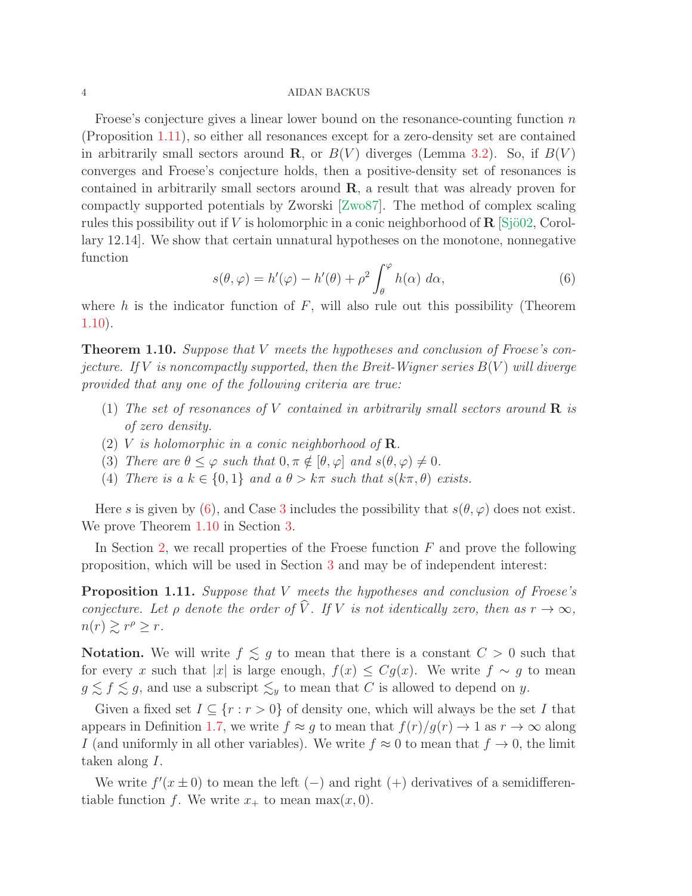Froese's conjecture gives a linear lower bound on the resonance-counting function $n$ (Proposition 1.11), so either all resonances except for a zero-density set are contained in arbitrarily small sectors around $\mathbf{R}$, or $B(V)$ diverges (Lemma 3.2). So, if $B(V)$ converges and Froese's conjecture holds, then a positive-density set of resonances is contained in arbitrarily small sectors around $\mathbf{R}$, a result that was already proven for compactly supported potentials by Zworski [Zwo87]. The method of complex scaling rules this possibility out if $V$ is holomorphic in a conic neighborhood of $\mathbf{R}$ [Sjö02, Corollary 12.14]. We show that certain unnatural hypotheses on the monotone, nonnegative function

$$s(\theta, \varphi) = h'(\varphi) - h'(\theta) + \rho^2 \int_\theta^\varphi h(\alpha)\, d\alpha, \tag{6}$$

where $h$ is the indicator function of $F$, will also rule out this possibility (Theorem 1.10).

**Theorem 1.10.** *Suppose that $V$ meets the hypotheses and conclusion of Froese's conjecture. If $V$ is noncompactly supported, then the Breit-Wigner series $B(V)$ will diverge provided that any one of the following criteria are true:*

1. *The set of resonances of $V$ contained in arbitrarily small sectors around $\mathbf{R}$ is of zero density.*
2. *$V$ is holomorphic in a conic neighborhood of $\mathbf{R}$.*
3. *There are $\theta \leq \varphi$ such that $0, \pi \notin [\theta, \varphi]$ and $s(\theta, \varphi) \neq 0$.*
4. *There is a $k \in \{0, 1\}$ and a $\theta > k\pi$ such that $s(k\pi, \theta)$ exists.*

Here $s$ is given by (6), and Case 3 includes the possibility that $s(\theta, \varphi)$ does not exist. We prove Theorem 1.10 in Section 3.

In Section 2, we recall properties of the Froese function $F$ and prove the following proposition, which will be used in Section 3 and may be of independent interest:

**Proposition 1.11.** *Suppose that $V$ meets the hypotheses and conclusion of Froese's conjecture. Let $\rho$ denote the order of $\widehat{V}$. If $V$ is not identically zero, then as $r \to \infty$, $n(r) \gtrsim r^\rho \geq r$.*

**Notation.** We will write $f \lesssim g$ to mean that there is a constant $C > 0$ such that for every $x$ such that $|x|$ is large enough, $f(x) \leq Cg(x)$. We write $f \sim g$ to mean $g \lesssim f \lesssim g$, and use a subscript $\lesssim_y$ to mean that $C$ is allowed to depend on $y$.

Given a fixed set $I \subseteq \{r : r > 0\}$ of density one, which will always be the set $I$ that appears in Definition 1.7, we write $f \approx g$ to mean that $f(r)/g(r) \to 1$ as $r \to \infty$ along $I$ (and uniformly in all other variables). We write $f \approx 0$ to mean that $f \to 0$, the limit taken along $I$.

We write $f'(x \pm 0)$ to mean the left ($-$) and right ($+$) derivatives of a semidifferentiable function $f$. We write $x_+$ to mean $\max(x, 0)$.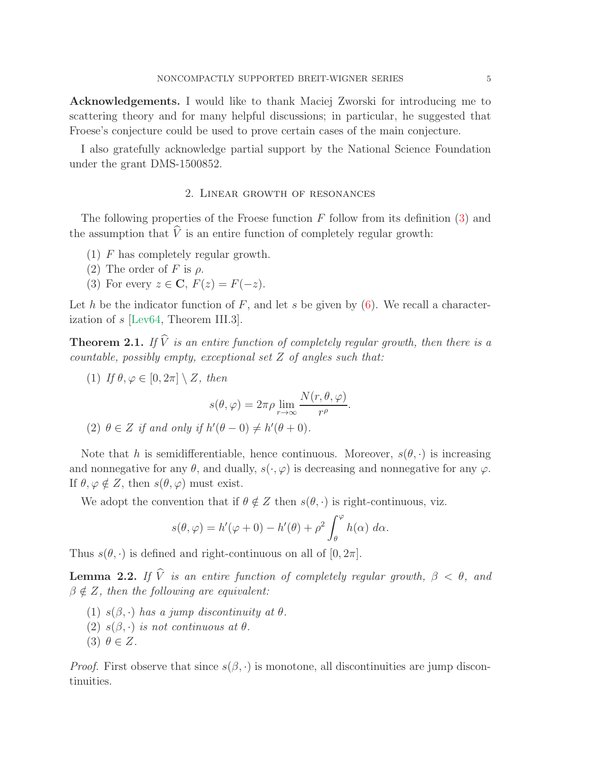**Acknowledgements.** I would like to thank Maciej Zworski for introducing me to scattering theory and for many helpful discussions; in particular, he suggested that Froese's conjecture could be used to prove certain cases of the main conjecture.

I also gratefully acknowledge partial support by the National Science Foundation under the grant DMS-1500852.

## 2. Linear growth of resonances

The following properties of the Froese function $F$ follow from its definition (3) and the assumption that $\widehat{V}$ is an entire function of completely regular growth:

1. $F$ has completely regular growth.
2. The order of $F$ is $\rho$.
3. For every $z \in \mathbf{C}$, $F(z) = F(-z)$.

Let $h$ be the indicator function of $F$, and let $s$ be given by (6). We recall a characterization of $s$ [Lev64, Theorem III.3].

**Theorem 2.1.** *If $\widehat{V}$ is an entire function of completely regular growth, then there is a countable, possibly empty, exceptional set $Z$ of angles such that:*

1. *If $\theta, \varphi \in [0, 2\pi] \setminus Z$, then*
$$s(\theta, \varphi) = 2\pi\rho \lim_{r \to \infty} \frac{N(r, \theta, \varphi)}{r^\rho}.$$
2. *$\theta \in Z$ if and only if $h'(\theta - 0) \neq h'(\theta + 0)$.*

Note that $h$ is semidifferentiable, hence continuous. Moreover, $s(\theta, \cdot)$ is increasing and nonnegative for any $\theta$, and dually, $s(\cdot, \varphi)$ is decreasing and nonnegative for any $\varphi$. If $\theta, \varphi \notin Z$, then $s(\theta, \varphi)$ must exist.

We adopt the convention that if $\theta \notin Z$ then $s(\theta, \cdot)$ is right-continuous, viz.
$$s(\theta, \varphi) = h'(\varphi + 0) - h'(\theta) + \rho^2 \int_\theta^\varphi h(\alpha)\, d\alpha.$$
Thus $s(\theta, \cdot)$ is defined and right-continuous on all of $[0, 2\pi]$.

**Lemma 2.2.** *If $\widehat{V}$ is an entire function of completely regular growth, $\beta < \theta$, and $\beta \notin Z$, then the following are equivalent:*

1. *$s(\beta, \cdot)$ has a jump discontinuity at $\theta$.*
2. *$s(\beta, \cdot)$ is not continuous at $\theta$.*
3. *$\theta \in Z$.*

*Proof.* First observe that since $s(\beta, \cdot)$ is monotone, all discontinuities are jump discontinuities.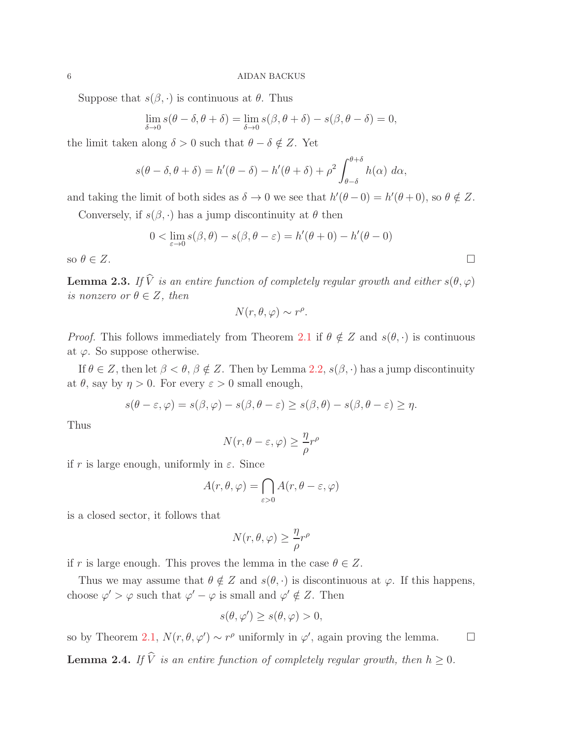Suppose that $s(\beta, \cdot)$ is continuous at $\theta$. Thus

$$\lim_{\delta \to 0} s(\theta - \delta, \theta + \delta) = \lim_{\delta \to 0} s(\beta, \theta + \delta) - s(\beta, \theta - \delta) = 0,$$

the limit taken along $\delta > 0$ such that $\theta - \delta \notin Z$. Yet

$$s(\theta - \delta, \theta + \delta) = h'(\theta - \delta) - h'(\theta + \delta) + \rho^2 \int_{\theta - \delta}^{\theta + \delta} h(\alpha) \, d\alpha,$$

and taking the limit of both sides as $\delta \to 0$ we see that $h'(\theta - 0) = h'(\theta + 0)$, so $\theta \notin Z$.

Conversely, if $s(\beta, \cdot)$ has a jump discontinuity at $\theta$ then

$$0 < \lim_{\varepsilon \to 0} s(\beta, \theta) - s(\beta, \theta - \varepsilon) = h'(\theta + 0) - h'(\theta - 0)$$

so $\theta \in Z$. □

**Lemma 2.3.** *If $\widehat{V}$ is an entire function of completely regular growth and either $s(\theta, \varphi)$ is nonzero or $\theta \in Z$, then*

$$N(r, \theta, \varphi) \sim r^\rho.$$

*Proof.* This follows immediately from Theorem 2.1 if $\theta \notin Z$ and $s(\theta, \cdot)$ is continuous at $\varphi$. So suppose otherwise.

If $\theta \in Z$, then let $\beta < \theta$, $\beta \notin Z$. Then by Lemma 2.2, $s(\beta, \cdot)$ has a jump discontinuity at $\theta$, say by $\eta > 0$. For every $\varepsilon > 0$ small enough,

$$s(\theta - \varepsilon, \varphi) = s(\beta, \varphi) - s(\beta, \theta - \varepsilon) \geq s(\beta, \theta) - s(\beta, \theta - \varepsilon) \geq \eta.$$

Thus

$$N(r, \theta - \varepsilon, \varphi) \geq \frac{\eta}{\rho} r^\rho$$

if $r$ is large enough, uniformly in $\varepsilon$. Since

$$A(r, \theta, \varphi) = \bigcap_{\varepsilon > 0} A(r, \theta - \varepsilon, \varphi)$$

is a closed sector, it follows that

$$N(r, \theta, \varphi) \geq \frac{\eta}{\rho} r^\rho$$

if $r$ is large enough. This proves the lemma in the case $\theta \in Z$.

Thus we may assume that $\theta \notin Z$ and $s(\theta, \cdot)$ is discontinuous at $\varphi$. If this happens, choose $\varphi' > \varphi$ such that $\varphi' - \varphi$ is small and $\varphi' \notin Z$. Then

$$s(\theta, \varphi') \geq s(\theta, \varphi) > 0,$$

so by Theorem 2.1, $N(r, \theta, \varphi') \sim r^\rho$ uniformly in $\varphi'$, again proving the lemma. □

**Lemma 2.4.** *If $\widehat{V}$ is an entire function of completely regular growth, then $h \geq 0$.*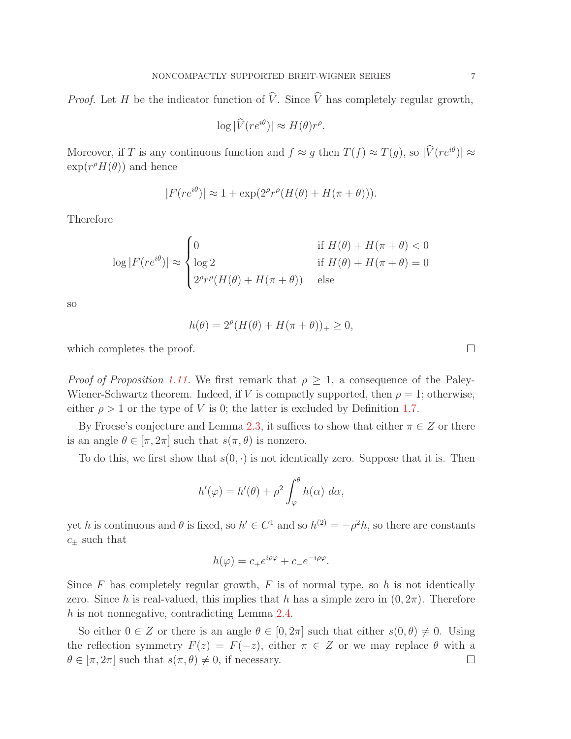*Proof.* Let $H$ be the indicator function of $\widehat{V}$. Since $\widehat{V}$ has completely regular growth,

$$\log |\widehat{V}(re^{i\theta})| \approx H(\theta)r^\rho.$$

Moreover, if $T$ is any continuous function and $f \approx g$ then $T(f) \approx T(g)$, so $|\widehat{V}(re^{i\theta})| \approx \exp(r^\rho H(\theta))$ and hence

$$|F(re^{i\theta})| \approx 1 + \exp(2^\rho r^\rho (H(\theta) + H(\pi + \theta))).$$

Therefore

$$\log |F(re^{i\theta})| \approx \begin{cases} 0 & \text{if } H(\theta) + H(\pi + \theta) < 0 \\ \log 2 & \text{if } H(\theta) + H(\pi + \theta) = 0 \\ 2^\rho r^\rho (H(\theta) + H(\pi + \theta)) & \text{else} \end{cases}$$

so

$$h(\theta) = 2^\rho (H(\theta) + H(\pi + \theta))_+ \geq 0,$$

which completes the proof. $\square$

*Proof of Proposition 1.11.* We first remark that $\rho \geq 1$, a consequence of the Paley-Wiener-Schwartz theorem. Indeed, if $V$ is compactly supported, then $\rho = 1$; otherwise, either $\rho > 1$ or the type of $V$ is 0; the latter is excluded by Definition 1.7.

By Froese's conjecture and Lemma 2.3, it suffices to show that either $\pi \in Z$ or there is an angle $\theta \in [\pi, 2\pi]$ such that $s(\pi, \theta)$ is nonzero.

To do this, we first show that $s(0, \cdot)$ is not identically zero. Suppose that it is. Then

$$h'(\varphi) = h'(\theta) + \rho^2 \int_\varphi^\theta h(\alpha)\ d\alpha,$$

yet $h$ is continuous and $\theta$ is fixed, so $h' \in C^1$ and so $h^{(2)} = -\rho^2 h$, so there are constants $c_\pm$ such that

$$h(\varphi) = c_+ e^{i\rho\varphi} + c_- e^{-i\rho\varphi}.$$

Since $F$ has completely regular growth, $F$ is of normal type, so $h$ is not identically zero. Since $h$ is real-valued, this implies that $h$ has a simple zero in $(0, 2\pi)$. Therefore $h$ is not nonnegative, contradicting Lemma 2.4.

So either $0 \in Z$ or there is an angle $\theta \in [0, 2\pi]$ such that either $s(0, \theta) \neq 0$. Using the reflection symmetry $F(z) = F(-z)$, either $\pi \in Z$ or we may replace $\theta$ with a $\theta \in [\pi, 2\pi]$ such that $s(\pi, \theta) \neq 0$, if necessary. $\square$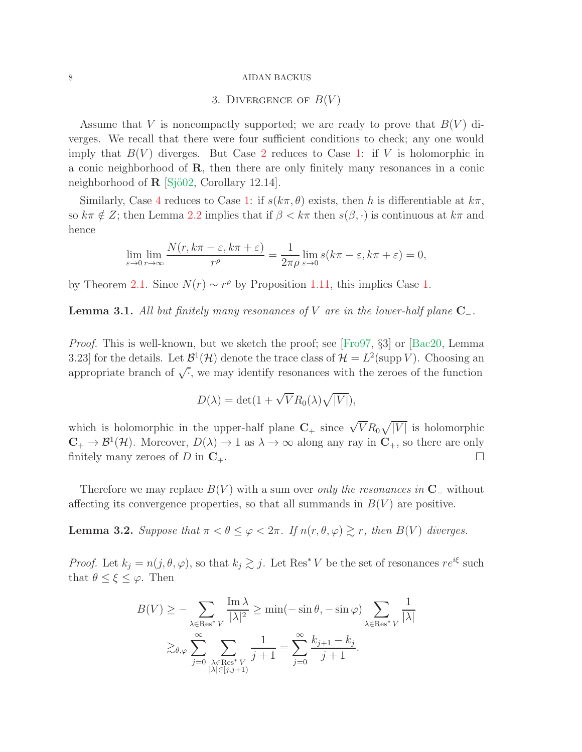## 3. Divergence of $B(V)$

Assume that $V$ is noncompactly supported; we are ready to prove that $B(V)$ diverges. We recall that there were four sufficient conditions to check; any one would imply that $B(V)$ diverges. But Case 2 reduces to Case 1: if $V$ is holomorphic in a conic neighborhood of $\mathbf{R}$, then there are only finitely many resonances in a conic neighborhood of $\mathbf{R}$ [Sjö02, Corollary 12.14].

Similarly, Case 4 reduces to Case 1: if $s(k\pi, \theta)$ exists, then $h$ is differentiable at $k\pi$, so $k\pi \notin Z$; then Lemma 2.2 implies that if $\beta < k\pi$ then $s(\beta, \cdot)$ is continuous at $k\pi$ and hence

$$\lim_{\varepsilon \to 0} \lim_{r \to \infty} \frac{N(r, k\pi - \varepsilon, k\pi + \varepsilon)}{r^\rho} = \frac{1}{2\pi\rho} \lim_{\varepsilon \to 0} s(k\pi - \varepsilon, k\pi + \varepsilon) = 0,$$

by Theorem 2.1. Since $N(r) \sim r^\rho$ by Proposition 1.11, this implies Case 1.

**Lemma 3.1.** *All but finitely many resonances of $V$ are in the lower-half plane $\mathbf{C}_-$.*

*Proof.* This is well-known, but we sketch the proof; see [Fro97, §3] or [Bac20, Lemma 3.23] for the details. Let $\mathcal{B}^1(\mathcal{H})$ denote the trace class of $\mathcal{H} = L^2(\operatorname{supp} V)$. Choosing an appropriate branch of $\sqrt{\cdot}$, we may identify resonances with the zeroes of the function

$$D(\lambda) = \det(1 + \sqrt{V} R_0(\lambda) \sqrt{|V|}),$$

which is holomorphic in the upper-half plane $\mathbf{C}_+$ since $\sqrt{V} R_0 \sqrt{|V|}$ is holomorphic $\mathbf{C}_+ \to \mathcal{B}^1(\mathcal{H})$. Moreover, $D(\lambda) \to 1$ as $\lambda \to \infty$ along any ray in $\mathbf{C}_+$, so there are only finitely many zeroes of $D$ in $\mathbf{C}_+$. $\square$

Therefore we may replace $B(V)$ with a sum over *only the resonances in* $\mathbf{C}_-$ without affecting its convergence properties, so that all summands in $B(V)$ are positive.

**Lemma 3.2.** *Suppose that $\pi < \theta \leq \varphi < 2\pi$. If $n(r, \theta, \varphi) \gtrsim r$, then $B(V)$ diverges.*

*Proof.* Let $k_j = n(j, \theta, \varphi)$, so that $k_j \gtrsim j$. Let $\operatorname{Res}^* V$ be the set of resonances $re^{i\xi}$ such that $\theta \leq \xi \leq \varphi$. Then

$$\begin{aligned}
B(V) &\geq -\sum_{\lambda \in \operatorname{Res}^* V} \frac{\operatorname{Im} \lambda}{|\lambda|^2} \geq \min(-\sin\theta, -\sin\varphi) \sum_{\lambda \in \operatorname{Res}^* V} \frac{1}{|\lambda|} \\
&\gtrsim_{\theta,\varphi} \sum_{j=0}^\infty \sum_{\substack{\lambda \in \operatorname{Res}^* V \\ |\lambda| \in [j, j+1)}} \frac{1}{j+1} = \sum_{j=0}^\infty \frac{k_{j+1} - k_j}{j+1}.
\end{aligned}$$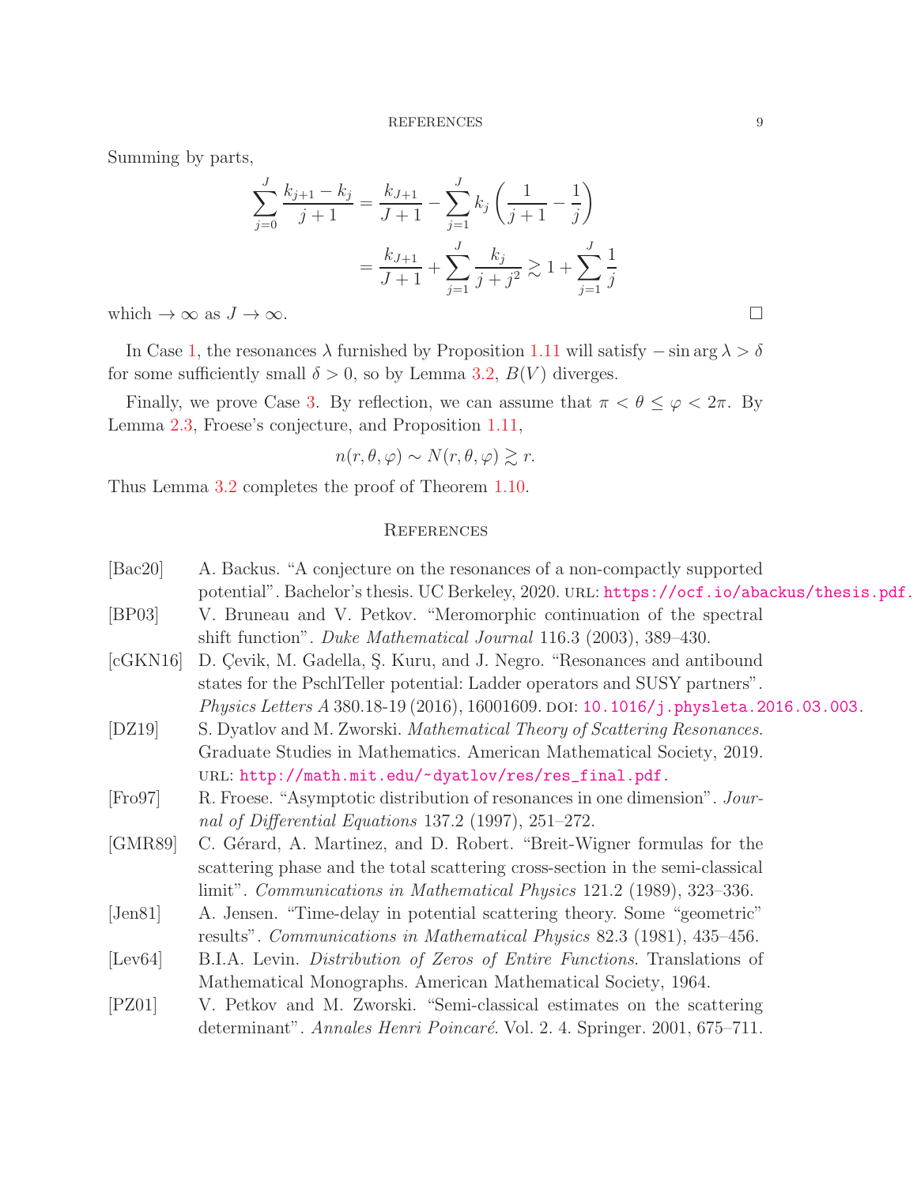Summing by parts,

$$
\begin{aligned}
\sum_{j=0}^{J} \frac{k_{j+1} - k_j}{j+1} &= \frac{k_{J+1}}{J+1} - \sum_{j=1}^{J} k_j \left( \frac{1}{j+1} - \frac{1}{j} \right) \\
&= \frac{k_{J+1}}{J+1} + \sum_{j=1}^{J} \frac{k_j}{j+j^2} \gtrsim 1 + \sum_{j=1}^{J} \frac{1}{j}
\end{aligned}
$$

which $\to \infty$ as $J \to \infty$. □

In Case 1, the resonances $\lambda$ furnished by Proposition 1.11 will satisfy $-\sin \arg \lambda > \delta$ for some sufficiently small $\delta > 0$, so by Lemma 3.2, $B(V)$ diverges.

Finally, we prove Case 3. By reflection, we can assume that $\pi < \theta \leq \varphi < 2\pi$. By Lemma 2.3, Froese's conjecture, and Proposition 1.11,

$$
n(r, \theta, \varphi) \sim N(r, \theta, \varphi) \gtrsim r.
$$

Thus Lemma 3.2 completes the proof of Theorem 1.10.

## References

- [Bac20] A. Backus. "A conjecture on the resonances of a non-compactly supported potential". Bachelor's thesis. UC Berkeley, 2020. URL: https://ocf.io/abackus/thesis.pdf.
- [BP03] V. Bruneau and V. Petkov. "Meromorphic continuation of the spectral shift function". *Duke Mathematical Journal* 116.3 (2003), 389–430.
- [cGKN16] D. Çevik, M. Gadella, Ş. Kuru, and J. Negro. "Resonances and antibound states for the PschlTeller potential: Ladder operators and SUSY partners". *Physics Letters A* 380.18-19 (2016), 16001609. DOI: 10.1016/j.physleta.2016.03.003.
- [DZ19] S. Dyatlov and M. Zworski. *Mathematical Theory of Scattering Resonances*. Graduate Studies in Mathematics. American Mathematical Society, 2019. URL: http://math.mit.edu/~dyatlov/res/res_final.pdf.
- [Fro97] R. Froese. "Asymptotic distribution of resonances in one dimension". *Journal of Differential Equations* 137.2 (1997), 251–272.
- [GMR89] C. Gérard, A. Martinez, and D. Robert. "Breit-Wigner formulas for the scattering phase and the total scattering cross-section in the semi-classical limit". *Communications in Mathematical Physics* 121.2 (1989), 323–336.
- [Jen81] A. Jensen. "Time-delay in potential scattering theory. Some "geometric" results". *Communications in Mathematical Physics* 82.3 (1981), 435–456.
- [Lev64] B.I.A. Levin. *Distribution of Zeros of Entire Functions*. Translations of Mathematical Monographs. American Mathematical Society, 1964.
- [PZ01] V. Petkov and M. Zworski. "Semi-classical estimates on the scattering determinant". *Annales Henri Poincaré*. Vol. 2. 4. Springer. 2001, 675–711.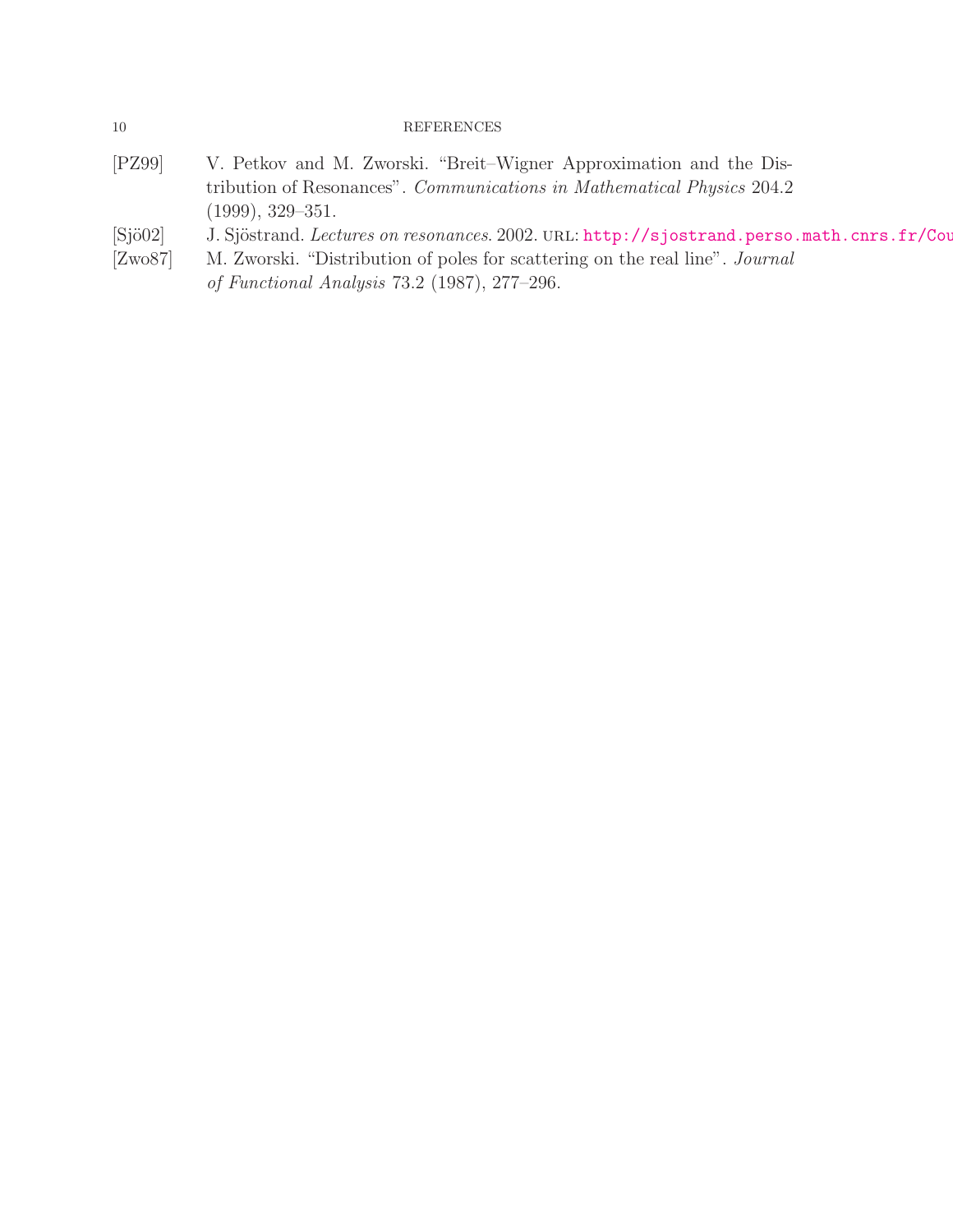[PZ99] V. Petkov and M. Zworski. "Breit–Wigner Approximation and the Distribution of Resonances". *Communications in Mathematical Physics* 204.2 (1999), 329–351.

[Sjö02] J. Sjöstrand. *Lectures on resonances*. 2002. URL: http://sjostrand.perso.math.cnrs.fr/Cou

[Zwo87] M. Zworski. "Distribution of poles for scattering on the real line". *Journal of Functional Analysis* 73.2 (1987), 277–296.